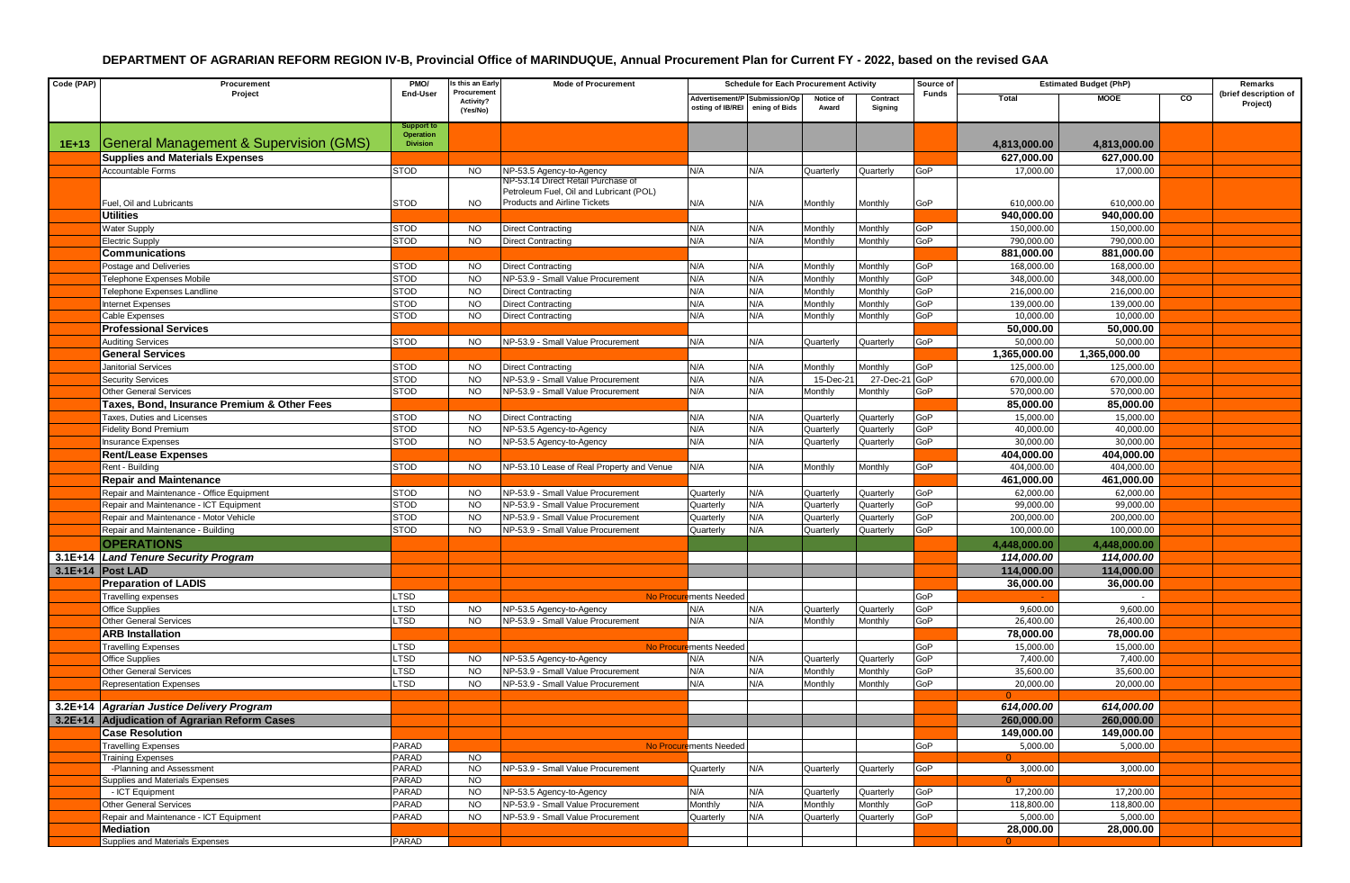# DEPARTMENT OF AGRARIAN REFORM REGION IV-B, Provincial Office of MARINDUQUE, Annual Procurement Plan for Current FY - 2022, based on the revised GAA

| Code (PAP) | Procurement Project | PMO/ End-User | Is this an Early Procurement Activity? (Yes/No) | Mode of Procurement | Schedule for Each Procurement Activity | | | | Source of Funds | Estimated Budget (PhP) | | | Remarks (brief description of Project) |
|---|---|---|---|---|---|---|---|---|---|---|---|---|---|
| | | | | | Advertisement/Posting of IB/REI | Submission/Opening of Bids | Notice of Award | Contract Signing | | Total | MOOE | CO | |
| 1E+13 | General Management & Supervision (GMS) | Support to Operation Division | | | | | | | | 4,813,000.00 | 4,813,000.00 | | |
| | **Supplies and Materials Expenses** | | | | | | | | | 627,000.00 | 627,000.00 | | |
| | Accountable Forms | STOD | NO | NP-53.5 Agency-to-Agency | N/A | N/A | Quarterly | Quarterly | GoP | 17,000.00 | 17,000.00 | | |
| | Fuel, Oil and Lubricants | STOD | NO | NP-53.14 Direct Retail Purchase of Petroleum Fuel, Oil and Lubricant (POL) Products and Airline Tickets | N/A | N/A | Monthly | Monthly | GoP | 610,000.00 | 610,000.00 | | |
| | **Utilities** | | | | | | | | | 940,000.00 | 940,000.00 | | |
| | Water Supply | STOD | NO | Direct Contracting | N/A | N/A | Monthly | Monthly | GoP | 150,000.00 | 150,000.00 | | |
| | Electric Supply | STOD | NO | Direct Contracting | N/A | N/A | Monthly | Monthly | GoP | 790,000.00 | 790,000.00 | | |
| | **Communications** | | | | | | | | | 881,000.00 | 881,000.00 | | |
| | Postage and Deliveries | STOD | NO | Direct Contracting | N/A | N/A | Monthly | Monthly | GoP | 168,000.00 | 168,000.00 | | |
| | Telephone Expenses Mobile | STOD | NO | NP-53.9 - Small Value Procurement | N/A | N/A | Monthly | Monthly | GoP | 348,000.00 | 348,000.00 | | |
| | Telephone Expenses Landline | STOD | NO | Direct Contracting | N/A | N/A | Monthly | Monthly | GoP | 216,000.00 | 216,000.00 | | |
| | Internet Expenses | STOD | NO | Direct Contracting | N/A | N/A | Monthly | Monthly | GoP | 139,000.00 | 139,000.00 | | |
| | Cable Expenses | STOD | NO | Direct Contracting | N/A | N/A | Monthly | Monthly | GoP | 10,000.00 | 10,000.00 | | |
| | **Professional Services** | | | | | | | | | 50,000.00 | 50,000.00 | | |
| | Auditing Services | STOD | NO | NP-53.9 - Small Value Procurement | N/A | N/A | Quarterly | Quarterly | GoP | 50,000.00 | 50,000.00 | | |
| | **General Services** | | | | | | | | | 1,365,000.00 | 1,365,000.00 | | |
| | Janitorial Services | STOD | NO | Direct Contracting | N/A | N/A | Monthly | Monthly | GoP | 125,000.00 | 125,000.00 | | |
| | Security Services | STOD | NO | NP-53.9 - Small Value Procurement | N/A | N/A | 15-Dec-21 | 27-Dec-21 | GoP | 670,000.00 | 670,000.00 | | |
| | Other General Services | STOD | NO | NP-53.9 - Small Value Procurement | N/A | N/A | Monthly | Monthly | GoP | 570,000.00 | 570,000.00 | | |
| | **Taxes, Bond, Insurance Premium & Other Fees** | | | | | | | | | 85,000.00 | 85,000.00 | | |
| | Taxes, Duties and Licenses | STOD | NO | Direct Contracting | N/A | N/A | Quarterly | Quarterly | GoP | 15,000.00 | 15,000.00 | | |
| | Fidelity Bond Premium | STOD | NO | NP-53.5 Agency-to-Agency | N/A | N/A | Quarterly | Quarterly | GoP | 40,000.00 | 40,000.00 | | |
| | Insurance Expenses | STOD | NO | NP-53.5 Agency-to-Agency | N/A | N/A | Quarterly | Quarterly | GoP | 30,000.00 | 30,000.00 | | |
| | **Rent/Lease Expenses** | | | | | | | | | 404,000.00 | 404,000.00 | | |
| | Rent - Building | STOD | NO | NP-53.10 Lease of Real Property and Venue | N/A | N/A | Monthly | Monthly | GoP | 404,000.00 | 404,000.00 | | |
| | **Repair and Maintenance** | | | | | | | | | 461,000.00 | 461,000.00 | | |
| | Repair and Maintenance - Office Equipment | STOD | NO | NP-53.9 - Small Value Procurement | Quarterly | N/A | Quarterly | Quarterly | GoP | 62,000.00 | 62,000.00 | | |
| | Repair and Maintenance - ICT Equipment | STOD | NO | NP-53.9 - Small Value Procurement | Quarterly | N/A | Quarterly | Quarterly | GoP | 99,000.00 | 99,000.00 | | |
| | Repair and Maintenance - Motor Vehicle | STOD | NO | NP-53.9 - Small Value Procurement | Quarterly | N/A | Quarterly | Quarterly | GoP | 200,000.00 | 200,000.00 | | |
| | Repair and Maintenance - Building | STOD | NO | NP-53.9 - Small Value Procurement | Quarterly | N/A | Quarterly | Quarterly | GoP | 100,000.00 | 100,000.00 | | |
| | **OPERATIONS** | | | | | | | | | 4,448,000.00 | 4,448,000.00 | | |
| 3.1E+14 | *Land Tenure Security Program* | | | | | | | | | *114,000.00* | *114,000.00* | | |
| 3.1E+14 | **Post LAD** | | | | | | | | | 114,000.00 | 114,000.00 | | |
| | **Preparation of LADIS** | | | | | | | | | 36,000.00 | 36,000.00 | | |
| | Travelling expenses | LTSD | | No Procurements Needed | | | | | GoP | - | - | | |
| | Office Supplies | LTSD | NO | NP-53.5 Agency-to-Agency | N/A | N/A | Quarterly | Quarterly | GoP | 9,600.00 | 9,600.00 | | |
| | Other General Services | LTSD | NO | NP-53.9 - Small Value Procurement | N/A | N/A | Monthly | Monthly | GoP | 26,400.00 | 26,400.00 | | |
| | **ARB Installation** | | | | | | | | | 78,000.00 | 78,000.00 | | |
| | Travelling Expenses | LTSD | | No Procurements Needed | | | | | GoP | 15,000.00 | 15,000.00 | | |
| | Office Supplies | LTSD | NO | NP-53.5 Agency-to-Agency | N/A | N/A | Quarterly | Quarterly | GoP | 7,400.00 | 7,400.00 | | |
| | Other General Services | LTSD | NO | NP-53.9 - Small Value Procurement | N/A | N/A | Monthly | Monthly | GoP | 35,600.00 | 35,600.00 | | |
| | Representation Expenses | LTSD | NO | NP-53.9 - Small Value Procurement | N/A | N/A | Monthly | Monthly | GoP | 20,000.00 | 20,000.00 | | |
| | | | | | | | | | | 0 | | | |
| 3.2E+14 | *Agrarian Justice Delivery Program* | | | | | | | | | *614,000.00* | *614,000.00* | | |
| 3.2E+14 | **Adjudication of Agrarian Reform Cases** | | | | | | | | | 260,000.00 | 260,000.00 | | |
| | **Case Resolution** | | | | | | | | | 149,000.00 | 149,000.00 | | |
| | Travelling Expenses | PARAD | | No Procurements Needed | | | | | GoP | 5,000.00 | 5,000.00 | | |
| | Training Expenses | PARAD | NO | | | | | | | 0 | | | |
| | -Planning and Assessment | PARAD | NO | NP-53.9 - Small Value Procurement | Quarterly | N/A | Quarterly | Quarterly | GoP | 3,000.00 | 3,000.00 | | |
| | Supplies and Materials Expenses | PARAD | NO | | | | | | | 0 | | | |
| | - ICT Equipment | PARAD | NO | NP-53.5 Agency-to-Agency | N/A | N/A | Quarterly | Quarterly | GoP | 17,200.00 | 17,200.00 | | |
| | Other General Services | PARAD | NO | NP-53.9 - Small Value Procurement | Monthly | N/A | Monthly | Monthly | GoP | 118,800.00 | 118,800.00 | | |
| | Repair and Maintenance - ICT Equipment | PARAD | NO | NP-53.9 - Small Value Procurement | Quarterly | N/A | Quarterly | Quarterly | GoP | 5,000.00 | 5,000.00 | | |
| | **Mediation** | | | | | | | | | 28,000.00 | 28,000.00 | | |
| | Supplies and Materials Expenses | PARAD | | | | | | | | 0 | | | |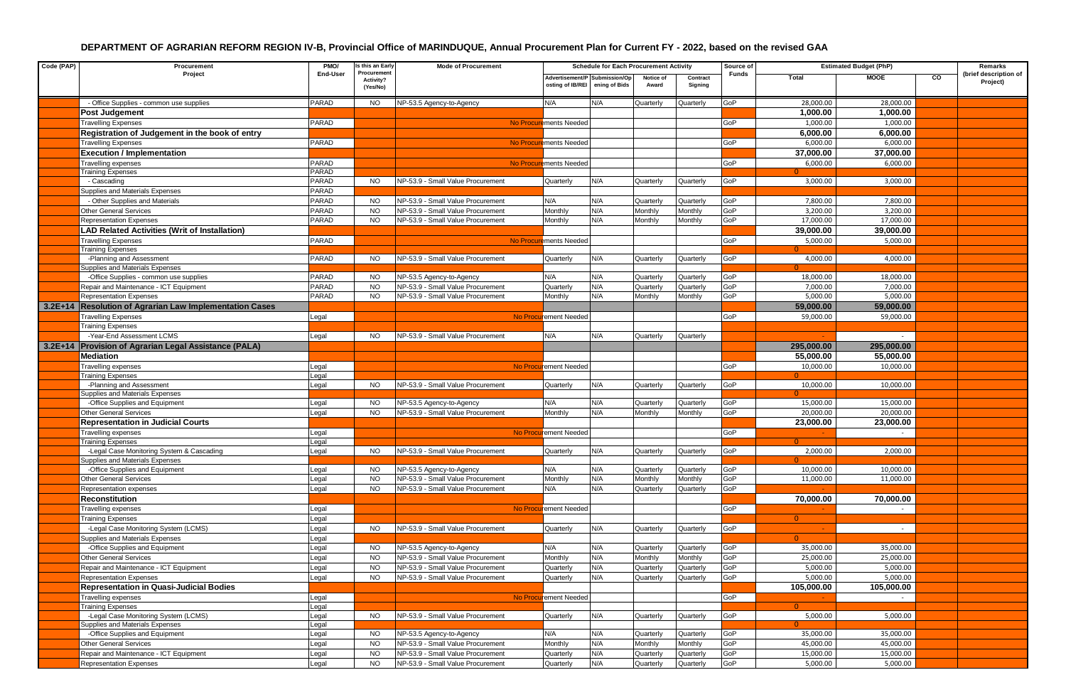# DEPARTMENT OF AGRARIAN REFORM REGION IV-B, Provincial Office of MARINDUQUE, Annual Procurement Plan for Current FY - 2022, based on the revised GAA

| Code (PAP) | Procurement Project | PMO/ End-User | Is this an Early Procurement Activity? (Yes/No) | Mode of Procurement | Schedule for Each Procurement Activity | | | | Source of Funds | Estimated Budget (PhP) | | | Remarks (brief description of Project) |
|---|---|---|---|---|---|---|---|---|---|---|---|---|---|
| | | | | | Advertisement/Posting of IB/REI | Submission/Opening of Bids | Notice of Award | Contract Signing | | Total | MOOE | CO | |
| | - Office Supplies - common use supplies | PARAD | NO | NP-53.5 Agency-to-Agency | N/A | N/A | Quarterly | Quarterly | GoP | 28,000.00 | 28,000.00 | | |
| | **Post Judgement** | | | | | | | | | **1,000.00** | **1,000.00** | | |
| | Travelling Expenses | PARAD | | No Procurements Needed | | | | | GoP | 1,000.00 | 1,000.00 | | |
| | **Registration of Judgement in the book of entry** | | | | | | | | | **6,000.00** | **6,000.00** | | |
| | Travelling Expenses | PARAD | | No Procurements Needed | | | | | GoP | 6,000.00 | 6,000.00 | | |
| | **Execution / Implementation** | | | | | | | | | **37,000.00** | **37,000.00** | | |
| | Travelling expenses | PARAD | | No Procurements Needed | | | | | GoP | 6,000.00 | 6,000.00 | | |
| | Training Expenses | PARAD | | | | | | | | 0 | | | |
| | - Cascading | PARAD | NO | NP-53.9 - Small Value Procurement | Quarterly | N/A | Quarterly | Quarterly | GoP | 3,000.00 | 3,000.00 | | |
| | Supplies and Materials Expenses | PARAD | | | | | | | | | | | |
| | - Other Supplies and Materials | PARAD | NO | NP-53.9 - Small Value Procurement | N/A | N/A | Quarterly | Quarterly | GoP | 7,800.00 | 7,800.00 | | |
| | Other General Services | PARAD | NO | NP-53.9 - Small Value Procurement | Monthly | N/A | Monthly | Monthly | GoP | 3,200.00 | 3,200.00 | | |
| | Representation Expenses | PARAD | NO | NP-53.9 - Small Value Procurement | Monthly | N/A | Monthly | Monthly | GoP | 17,000.00 | 17,000.00 | | |
| | **LAD Related Activities (Writ of Installation)** | | | | | | | | | **39,000.00** | **39,000.00** | | |
| | Travelling Expenses | PARAD | | No Procurements Needed | | | | | GoP | 5,000.00 | 5,000.00 | | |
| | Training Expenses | | | | | | | | | 0 | | | |
| | -Planning and Assessment | PARAD | NO | NP-53.9 - Small Value Procurement | Quarterly | N/A | Quarterly | Quarterly | GoP | 4,000.00 | 4,000.00 | | |
| | Supplies and Materials Expenses | | | | | | | | | 0 | | | |
| | -Office Supplies - common use supplies | PARAD | NO | NP-53.5 Agency-to-Agency | N/A | N/A | Quarterly | Quarterly | GoP | 18,000.00 | 18,000.00 | | |
| | Repair and Maintenance - ICT Equipment | PARAD | NO | NP-53.9 - Small Value Procurement | Quarterly | N/A | Quarterly | Quarterly | GoP | 7,000.00 | 7,000.00 | | |
| | Representation Expenses | PARAD | NO | NP-53.9 - Small Value Procurement | Monthly | N/A | Monthly | Monthly | GoP | 5,000.00 | 5,000.00 | | |
| 3.2E+14 | **Resolution of Agrarian Law Implementation Cases** | | | | | | | | | **59,000.00** | **59,000.00** | | |
| | Travelling Expenses | Legal | | No Procurement Needed | | | | | GoP | 59,000.00 | 59,000.00 | | |
| | Training Expenses | | | | | | | | | | | | |
| | -Year-End Assessment LCMS | Legal | NO | NP-53.9 - Small Value Procurement | N/A | N/A | Quarterly | Quarterly | | - | - | | |
| 3.2E+14 | **Provision of Agrarian Legal Assistance (PALA)** | | | | | | | | | **295,000.00** | **295,000.00** | | |
| | **Mediation** | | | | | | | | | **55,000.00** | **55,000.00** | | |
| | Travelling expenses | Legal | | No Procurement Needed | | | | | GoP | 10,000.00 | 10,000.00 | | |
| | Training Expenses | Legal | | | | | | | | 0 | | | |
| | -Planning and Assessment | Legal | NO | NP-53.9 - Small Value Procurement | Quarterly | N/A | Quarterly | Quarterly | GoP | 10,000.00 | 10,000.00 | | |
| | Supplies and Materials Expenses | | | | | | | | | 0 | | | |
| | -Office Supplies and Equipment | Legal | NO | NP-53.5 Agency-to-Agency | N/A | N/A | Quarterly | Quarterly | GoP | 15,000.00 | 15,000.00 | | |
| | Other General Services | Legal | NO | NP-53.9 - Small Value Procurement | Monthly | N/A | Monthly | Monthly | GoP | 20,000.00 | 20,000.00 | | |
| | **Representation in Judicial Courts** | | | | | | | | | **23,000.00** | **23,000.00** | | |
| | Travelling expenses | Legal | | No Procurement Needed | | | | | GoP | - | - | | |
| | Training Expenses | Legal | | | | | | | | 0 | | | |
| | -Legal Case Monitoring System & Cascading | Legal | NO | NP-53.9 - Small Value Procurement | Quarterly | N/A | Quarterly | Quarterly | GoP | 2,000.00 | 2,000.00 | | |
| | Supplies and Materials Expenses | | | | | | | | | 0 | | | |
| | -Office Supplies and Equipment | Legal | NO | NP-53.5 Agency-to-Agency | N/A | N/A | Quarterly | Quarterly | GoP | 10,000.00 | 10,000.00 | | |
| | Other General Services | Legal | NO | NP-53.9 - Small Value Procurement | Monthly | N/A | Monthly | Monthly | GoP | 11,000.00 | 11,000.00 | | |
| | Representation expenses | Legal | NO | NP-53.9 - Small Value Procurement | N/A | N/A | Quarterly | Quarterly | GoP | - | | | |
| | **Reconstitution** | | | | | | | | | **70,000.00** | **70,000.00** | | |
| | Travelling expenses | Legal | | No Procurement Needed | | | | | GoP | - | - | | |
| | Training Expenses | Legal | | | | | | | | 0 | | | |
| | -Legal Case Monitoring System (LCMS) | Legal | NO | NP-53.9 - Small Value Procurement | Quarterly | N/A | Quarterly | Quarterly | GoP | - | - | | |
| | Supplies and Materials Expenses | Legal | | | | | | | | 0 | | | |
| | -Office Supplies and Equipment | Legal | NO | NP-53.5 Agency-to-Agency | N/A | N/A | Quarterly | Quarterly | GoP | 35,000.00 | 35,000.00 | | |
| | Other General Services | Legal | NO | NP-53.9 - Small Value Procurement | Monthly | N/A | Monthly | Monthly | GoP | 25,000.00 | 25,000.00 | | |
| | Repair and Maintenance - ICT Equipment | Legal | NO | NP-53.9 - Small Value Procurement | Quarterly | N/A | Quarterly | Quarterly | GoP | 5,000.00 | 5,000.00 | | |
| | Representation Expenses | Legal | NO | NP-53.9 - Small Value Procurement | Quarterly | N/A | Quarterly | Quarterly | GoP | 5,000.00 | 5,000.00 | | |
| | **Representation in Quasi-Judicial Bodies** | | | | | | | | | **105,000.00** | **105,000.00** | | |
| | Travelling expenses | Legal | | No Procurement Needed | | | | | GoP | - | - | | |
| | Training Expenses | Legal | | | | | | | | 0 | | | |
| | -Legal Case Monitoring System (LCMS) | Legal | NO | NP-53.9 - Small Value Procurement | Quarterly | N/A | Quarterly | Quarterly | GoP | 5,000.00 | 5,000.00 | | |
| | Supplies and Materials Expenses | Legal | | | | | | | | 0 | | | |
| | -Office Supplies and Equipment | Legal | NO | NP-53.5 Agency-to-Agency | N/A | N/A | Quarterly | Quarterly | GoP | 35,000.00 | 35,000.00 | | |
| | Other General Services | Legal | NO | NP-53.9 - Small Value Procurement | Monthly | N/A | Monthly | Monthly | GoP | 45,000.00 | 45,000.00 | | |
| | Repair and Maintenance - ICT Equipment | Legal | NO | NP-53.9 - Small Value Procurement | Quarterly | N/A | Quarterly | Quarterly | GoP | 15,000.00 | 15,000.00 | | |
| | Representation Expenses | Legal | NO | NP-53.9 - Small Value Procurement | Quarterly | N/A | Quarterly | Quarterly | GoP | 5,000.00 | 5,000.00 | | |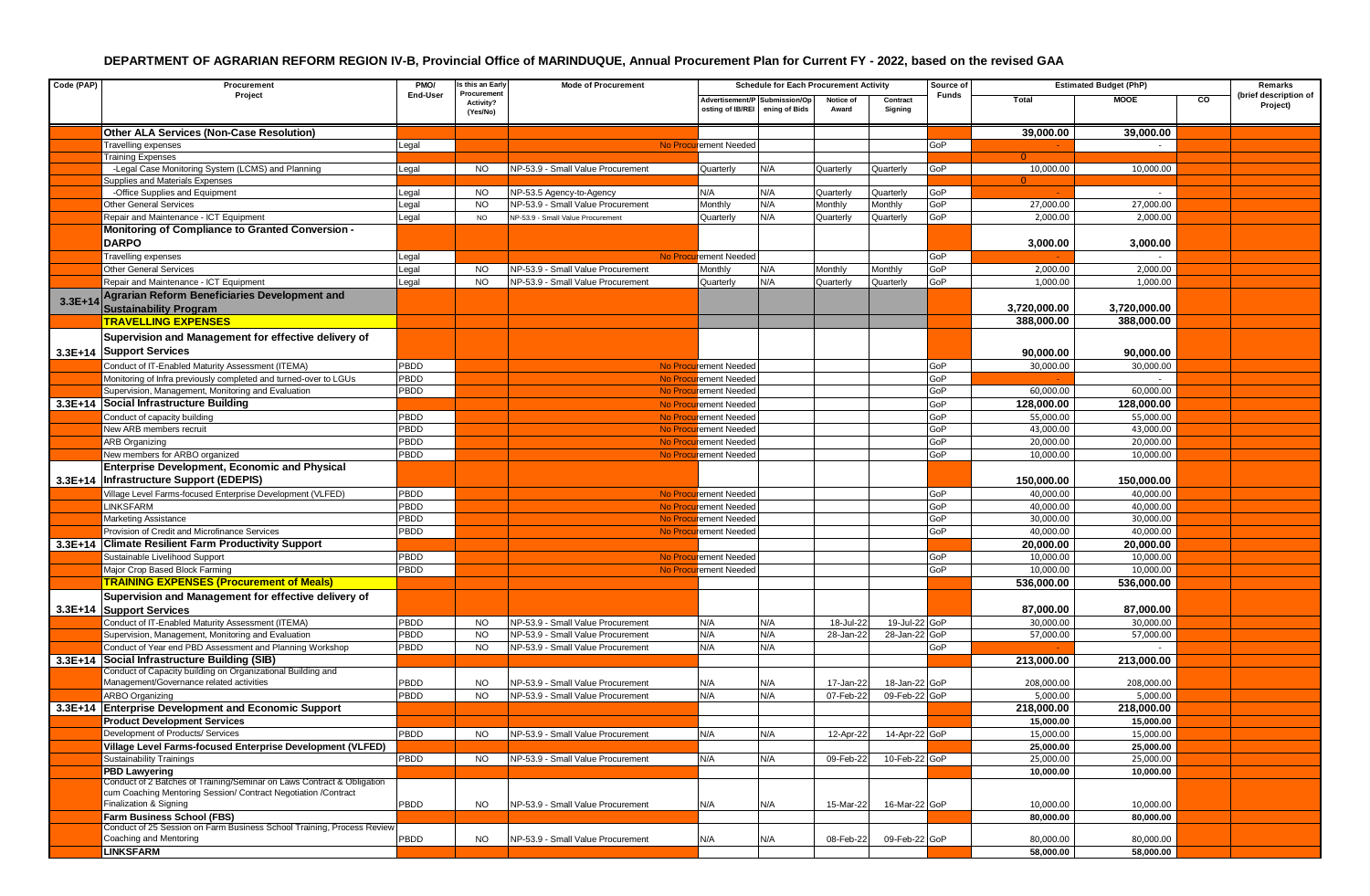# DEPARTMENT OF AGRARIAN REFORM REGION IV-B, Provincial Office of MARINDUQUE, Annual Procurement Plan for Current FY - 2022, based on the revised GAA

| Code (PAP) | Procurement Project | PMO/ End-User | Is this an Early Procurement Activity? (Yes/No) | Mode of Procurement | Schedule for Each Procurement Activity | | | | Source of Funds | Estimated Budget (PhP) | | | Remarks (brief description of Project) |
|---|---|---|---|---|---|---|---|---|---|---|---|---|---|
| | | | | | Advertisement/Posting of IB/REI | Submission/Opening of Bids | Notice of Award | Contract Signing | | Total | MOOE | CO | |
| | **Other ALA Services (Non-Case Resolution)** | | | | | | | | | **39,000.00** | **39,000.00** | | |
| | Travelling expenses | Legal | | No Procurement Needed | | | | | GoP | - | - | | |
| | Training Expenses | | | | | | | | | 0 | | | |
| | -Legal Case Monitoring System (LCMS) and Planning | Legal | NO | NP-53.9 - Small Value Procurement | Quarterly | N/A | Quarterly | Quarterly | GoP | 10,000.00 | 10,000.00 | | |
| | Supplies and Materials Expenses | | | | | | | | | 0 | | | |
| | -Office Supplies and Equipment | Legal | NO | NP-53.5 Agency-to-Agency | N/A | N/A | Quarterly | Quarterly | GoP | - | - | | |
| | Other General Services | Legal | NO | NP-53.9 - Small Value Procurement | Monthly | N/A | Monthly | Monthly | GoP | 27,000.00 | 27,000.00 | | |
| | Repair and Maintenance - ICT Equipment | Legal | NO | NP-53.9 - Small Value Procurement | Quarterly | N/A | Quarterly | Quarterly | GoP | 2,000.00 | 2,000.00 | | |
| | **Monitoring of Compliance to Granted Conversion - DARPO** | | | | | | | | | **3,000.00** | **3,000.00** | | |
| | Travelling expenses | Legal | | No Procurement Needed | | | | | GoP | - | - | | |
| | Other General Services | Legal | NO | NP-53.9 - Small Value Procurement | Monthly | N/A | Monthly | Monthly | GoP | 2,000.00 | 2,000.00 | | |
| | Repair and Maintenance - ICT Equipment | Legal | NO | NP-53.9 - Small Value Procurement | Quarterly | N/A | Quarterly | Quarterly | GoP | 1,000.00 | 1,000.00 | | |
| 3.3E+14 | **Agrarian Reform Beneficiaries Development and Sustainability Program** | | | | | | | | | **3,720,000.00** | **3,720,000.00** | | |
| | **TRAVELLING EXPENSES** | | | | | | | | | **388,000.00** | **388,000.00** | | |
| 3.3E+14 | **Supervision and Management for effective delivery of Support Services** | | | | | | | | | **90,000.00** | **90,000.00** | | |
| | Conduct of IT-Enabled Maturity Assessment (ITEMA) | PBDD | | No Procurement Needed | | | | | GoP | 30,000.00 | 30,000.00 | | |
| | Monitoring of Infra previously completed and turned-over to LGUs | PBDD | | No Procurement Needed | | | | | GoP | - | - | | |
| | Supervision, Management, Monitoring and Evaluation | PBDD | | No Procurement Needed | | | | | GoP | 60,000.00 | 60,000.00 | | |
| 3.3E+14 | **Social Infrastructure Building** | | | No Procurement Needed | | | | | GoP | **128,000.00** | **128,000.00** | | |
| | Conduct of capacity building | PBDD | | No Procurement Needed | | | | | GoP | 55,000.00 | 55,000.00 | | |
| | New ARB members recruit | PBDD | | No Procurement Needed | | | | | GoP | 43,000.00 | 43,000.00 | | |
| | ARB Organizing | PBDD | | No Procurement Needed | | | | | GoP | 20,000.00 | 20,000.00 | | |
| | New members for ARBO organized | PBDD | | No Procurement Needed | | | | | GoP | 10,000.00 | 10,000.00 | | |
| 3.3E+14 | **Enterprise Development, Economic and Physical Infrastructure Support (EDEPIS)** | | | | | | | | | **150,000.00** | **150,000.00** | | |
| | Village Level Farms-focused Enterprise Development (VLFED) | PBDD | | No Procurement Needed | | | | | GoP | 40,000.00 | 40,000.00 | | |
| | LINKSFARM | PBDD | | No Procurement Needed | | | | | GoP | 40,000.00 | 40,000.00 | | |
| | Marketing Assistance | PBDD | | No Procurement Needed | | | | | GoP | 30,000.00 | 30,000.00 | | |
| | Provision of Credit and Microfinance Services | PBDD | | No Procurement Needed | | | | | GoP | 40,000.00 | 40,000.00 | | |
| 3.3E+14 | **Climate Resilient Farm Productivity Support** | | | | | | | | | **20,000.00** | **20,000.00** | | |
| | Sustainable Livelihood Support | PBDD | | No Procurement Needed | | | | | GoP | 10,000.00 | 10,000.00 | | |
| | Major Crop Based Block Farming | PBDD | | No Procurement Needed | | | | | GoP | 10,000.00 | 10,000.00 | | |
| | **TRAINING EXPENSES (Procurement of Meals)** | | | | | | | | | **536,000.00** | **536,000.00** | | |
| 3.3E+14 | **Supervision and Management for effective delivery of Support Services** | | | | | | | | | **87,000.00** | **87,000.00** | | |
| | Conduct of IT-Enabled Maturity Assessment (ITEMA) | PBDD | NO | NP-53.9 - Small Value Procurement | N/A | N/A | 18-Jul-22 | 19-Jul-22 | GoP | 30,000.00 | 30,000.00 | | |
| | Supervision, Management, Monitoring and Evaluation | PBDD | NO | NP-53.9 - Small Value Procurement | N/A | N/A | 28-Jan-22 | 28-Jan-22 | GoP | 57,000.00 | 57,000.00 | | |
| | Conduct of Year end PBD Assessment and Planning Workshop | PBDD | NO | NP-53.9 - Small Value Procurement | N/A | N/A | | | GoP | - | - | | |
| 3.3E+14 | **Social Infrastructure Building (SIB)** | | | | | | | | | **213,000.00** | **213,000.00** | | |
| | Conduct of Capacity building on Organizational Building and Management/Governance related activities | PBDD | NO | NP-53.9 - Small Value Procurement | N/A | N/A | 17-Jan-22 | 18-Jan-22 | GoP | 208,000.00 | 208,000.00 | | |
| | ARBO Organizing | PBDD | NO | NP-53.9 - Small Value Procurement | N/A | N/A | 07-Feb-22 | 09-Feb-22 | GoP | 5,000.00 | 5,000.00 | | |
| 3.3E+14 | **Enterprise Development and Economic Support** | | | | | | | | | **218,000.00** | **218,000.00** | | |
| | **Product Development Services** | | | | | | | | | **15,000.00** | **15,000.00** | | |
| | Development of Products/ Services | PBDD | NO | NP-53.9 - Small Value Procurement | N/A | N/A | 12-Apr-22 | 14-Apr-22 | GoP | 15,000.00 | 15,000.00 | | |
| | **Village Level Farms-focused Enterprise Development (VLFED)** | | | | | | | | | **25,000.00** | **25,000.00** | | |
| | Sustainability Trainings | PBDD | NO | NP-53.9 - Small Value Procurement | N/A | N/A | 09-Feb-22 | 10-Feb-22 | GoP | 25,000.00 | 25,000.00 | | |
| | **PBD Lawyering** | | | | | | | | | **10,000.00** | **10,000.00** | | |
| | Conduct of 2 Batches of Training/Seminar on Laws Contract & Obligation cum Coaching Mentoring Session/ Contract Negotiation /Contract Finalization & Signing | PBDD | NO | NP-53.9 - Small Value Procurement | N/A | N/A | 15-Mar-22 | 16-Mar-22 | GoP | 10,000.00 | 10,000.00 | | |
| | **Farm Business School (FBS)** | | | | | | | | | **80,000.00** | **80,000.00** | | |
| | Conduct of 25 Session on Farm Business School Training, Process Review Coaching and Mentoring | PBDD | NO | NP-53.9 - Small Value Procurement | N/A | N/A | 08-Feb-22 | 09-Feb-22 | GoP | 80,000.00 | 80,000.00 | | |
| | **LINKSFARM** | | | | | | | | | **58,000.00** | **58,000.00** | | |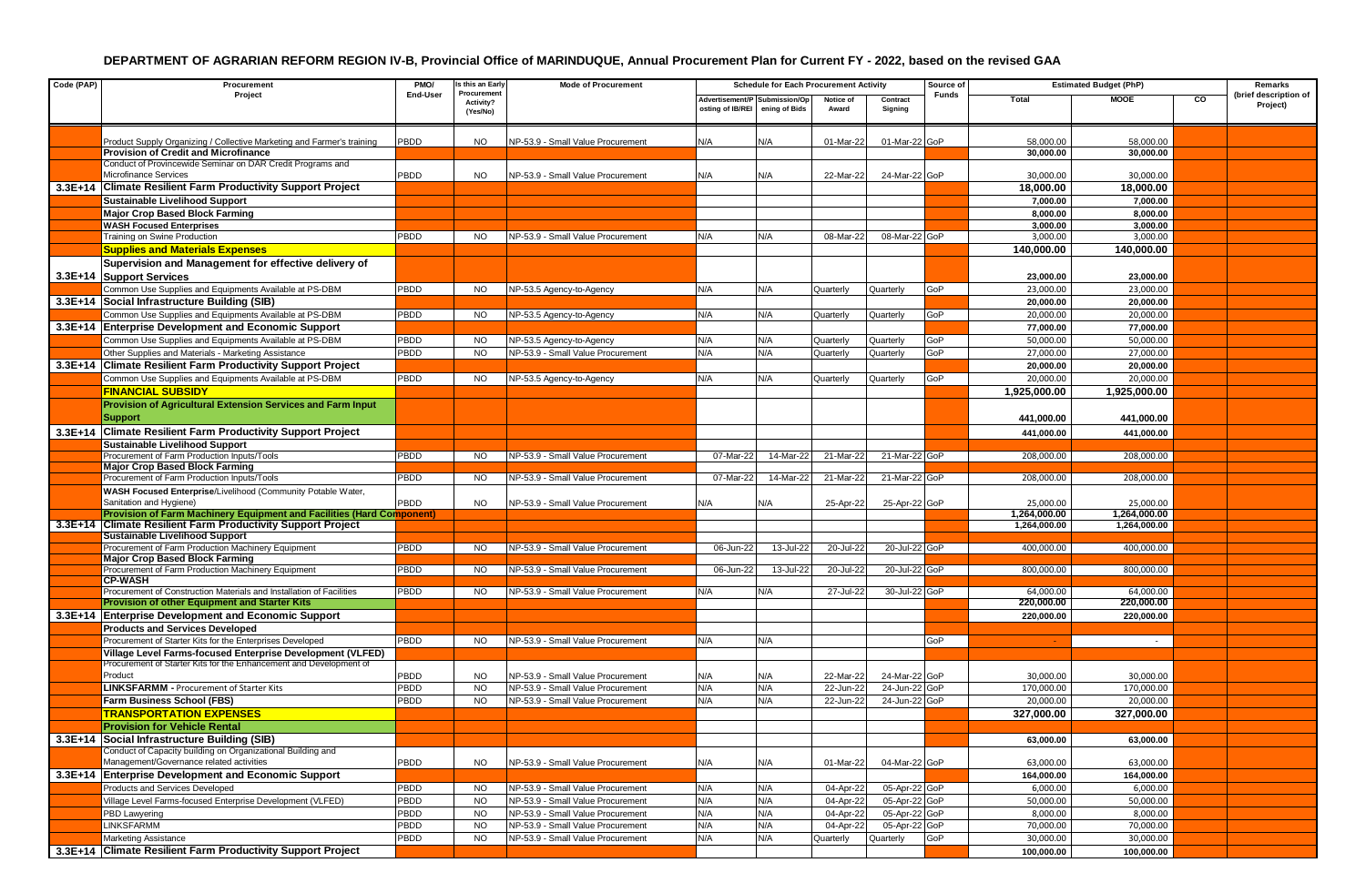# DEPARTMENT OF AGRARIAN REFORM REGION IV-B, Provincial Office of MARINDUQUE, Annual Procurement Plan for Current FY - 2022, based on the revised GAA

| Code (PAP) | Procurement Project | PMO/ End-User | Is this an Early Procurement Activity? (Yes/No) | Mode of Procurement | Schedule for Each Procurement Activity | | | | Source of Funds | Estimated Budget (PhP) | | | Remarks (brief description of Project) |
|---|---|---|---|---|---|---|---|---|---|---|---|---|---|
| | | | | | Advertisement/Posting of IB/REI | Submission/Opening of Bids | Notice of Award | Contract Signing | | Total | MOOE | CO | |
| | Product Supply Organizing / Collective Marketing and Farmer's training | PBDD | NO | NP-53.9 - Small Value Procurement | N/A | N/A | 01-Mar-22 | 01-Mar-22 | GoP | 58,000.00 | 58,000.00 | | |
| | **Provision of Credit and Microfinance** | | | | | | | | | **30,000.00** | **30,000.00** | | |
| | Conduct of Provincewide Seminar on DAR Credit Programs and Microfinance Services | PBDD | NO | NP-53.9 - Small Value Procurement | N/A | N/A | 22-Mar-22 | 24-Mar-22 | GoP | 30,000.00 | 30,000.00 | | |
| 3.3E+14 | **Climate Resilient Farm Productivity Support Project** | | | | | | | | | **18,000.00** | **18,000.00** | | |
| | **Sustainable Livelihood Support** | | | | | | | | | **7,000.00** | **7,000.00** | | |
| | **Major Crop Based Block Farming** | | | | | | | | | **8,000.00** | **8,000.00** | | |
| | **WASH Focused Enterprises** | | | | | | | | | **3,000.00** | **3,000.00** | | |
| | Training on Swine Production | PBDD | NO | NP-53.9 - Small Value Procurement | N/A | N/A | 08-Mar-22 | 08-Mar-22 | GoP | 3,000.00 | 3,000.00 | | |
| | **Supplies and Materials Expenses** | | | | | | | | | **140,000.00** | **140,000.00** | | |
| 3.3E+14 | **Supervision and Management for effective delivery of Support Services** | | | | | | | | | **23,000.00** | **23,000.00** | | |
| | Common Use Supplies and Equipments Available at PS-DBM | PBDD | NO | NP-53.5 Agency-to-Agency | N/A | N/A | Quarterly | Quarterly | GoP | 23,000.00 | 23,000.00 | | |
| 3.3E+14 | **Social Infrastructure Building (SIB)** | | | | | | | | | **20,000.00** | **20,000.00** | | |
| | Common Use Supplies and Equipments Available at PS-DBM | PBDD | NO | NP-53.5 Agency-to-Agency | N/A | N/A | Quarterly | Quarterly | GoP | 20,000.00 | 20,000.00 | | |
| 3.3E+14 | **Enterprise Development and Economic Support** | | | | | | | | | **77,000.00** | **77,000.00** | | |
| | Common Use Supplies and Equipments Available at PS-DBM | PBDD | NO | NP-53.5 Agency-to-Agency | N/A | N/A | Quarterly | Quarterly | GoP | 50,000.00 | 50,000.00 | | |
| | Other Supplies and Materials - Marketing Assistance | PBDD | NO | NP-53.9 - Small Value Procurement | N/A | N/A | Quarterly | Quarterly | GoP | 27,000.00 | 27,000.00 | | |
| 3.3E+14 | **Climate Resilient Farm Productivity Support Project** | | | | | | | | | **20,000.00** | **20,000.00** | | |
| | Common Use Supplies and Equipments Available at PS-DBM | PBDD | NO | NP-53.5 Agency-to-Agency | N/A | N/A | Quarterly | Quarterly | GoP | 20,000.00 | 20,000.00 | | |
| | **FINANCIAL SUBSIDY** | | | | | | | | | **1,925,000.00** | **1,925,000.00** | | |
| | **Provision of Agricultural Extension Services and Farm Input Support** | | | | | | | | | **441,000.00** | **441,000.00** | | |
| 3.3E+14 | **Climate Resilient Farm Productivity Support Project** | | | | | | | | | **441,000.00** | **441,000.00** | | |
| | **Sustainable Livelihood Support** | | | | | | | | | | | | |
| | Procurement of Farm Production Inputs/Tools | PBDD | NO | NP-53.9 - Small Value Procurement | 07-Mar-22 | 14-Mar-22 | 21-Mar-22 | 21-Mar-22 | GoP | 208,000.00 | 208,000.00 | | |
| | **Major Crop Based Block Farming** | | | | | | | | | | | | |
| | Procurement of Farm Production Inputs/Tools | PBDD | NO | NP-53.9 - Small Value Procurement | 07-Mar-22 | 14-Mar-22 | 21-Mar-22 | 21-Mar-22 | GoP | 208,000.00 | 208,000.00 | | |
| | **WASH Focused Enterprise**/Livelihood (Community Potable Water, Sanitation and Hygiene) | PBDD | NO | NP-53.9 - Small Value Procurement | N/A | N/A | 25-Apr-22 | 25-Apr-22 | GoP | 25,000.00 | 25,000.00 | | |
| | **Provision of Farm Machinery Equipment and Facilities (Hard Component)** | | | | | | | | | **1,264,000.00** | **1,264,000.00** | | |
| 3.3E+14 | **Climate Resilient Farm Productivity Support Project** | | | | | | | | | **1,264,000.00** | **1,264,000.00** | | |
| | **Sustainable Livelihood Support** | | | | | | | | | | | | |
| | Procurement of Farm Production Machinery Equipment | PBDD | NO | NP-53.9 - Small Value Procurement | 06-Jun-22 | 13-Jul-22 | 20-Jul-22 | 20-Jul-22 | GoP | 400,000.00 | 400,000.00 | | |
| | **Major Crop Based Block Farming** | | | | | | | | | | | | |
| | Procurement of Farm Production Machinery Equipment | PBDD | NO | NP-53.9 - Small Value Procurement | 06-Jun-22 | 13-Jul-22 | 20-Jul-22 | 20-Jul-22 | GoP | 800,000.00 | 800,000.00 | | |
| | **CP-WASH** | | | | | | | | | | | | |
| | Procurement of Construction Materials and Installation of Facilities | PBDD | NO | NP-53.9 - Small Value Procurement | N/A | N/A | 27-Jul-22 | 30-Jul-22 | GoP | 64,000.00 | 64,000.00 | | |
| | **Provision of other Equipment and Starter Kits** | | | | | | | | | **220,000.00** | **220,000.00** | | |
| 3.3E+14 | **Enterprise Development and Economic Support** | | | | | | | | | **220,000.00** | **220,000.00** | | |
| | **Products and Services Developed** | | | | | | | | | | | | |
| | Procurement of Starter Kits for the Enterprises Developed | PBDD | NO | NP-53.9 - Small Value Procurement | N/A | N/A | | | GoP | - | - | | |
| | **Village Level Farms-focused Enterprise Development (VLFED)** | | | | | | | | | | | | |
| | Procurement of Starter Kits for the Enhancement and Development of Product | PBDD | NO | NP-53.9 - Small Value Procurement | N/A | N/A | 22-Mar-22 | 24-Mar-22 | GoP | 30,000.00 | 30,000.00 | | |
| | **LINKSFARMM** - Procurement of Starter Kits | PBDD | NO | NP-53.9 - Small Value Procurement | N/A | N/A | 22-Jun-22 | 24-Jun-22 | GoP | 170,000.00 | 170,000.00 | | |
| | **Farm Business School (FBS)** | PBDD | NO | NP-53.9 - Small Value Procurement | N/A | N/A | 22-Jun-22 | 24-Jun-22 | GoP | 20,000.00 | 20,000.00 | | |
| | **TRANSPORTATION EXPENSES** | | | | | | | | | **327,000.00** | **327,000.00** | | |
| | **Provision for Vehicle Rental** | | | | | | | | | | | | |
| 3.3E+14 | **Social Infrastructure Building (SIB)** | | | | | | | | | **63,000.00** | **63,000.00** | | |
| | Conduct of Capacity building on Organizational Building and Management/Governance related activities | PBDD | NO | NP-53.9 - Small Value Procurement | N/A | N/A | 01-Mar-22 | 04-Mar-22 | GoP | 63,000.00 | 63,000.00 | | |
| 3.3E+14 | **Enterprise Development and Economic Support** | | | | | | | | | **164,000.00** | **164,000.00** | | |
| | Products and Services Developed | PBDD | NO | NP-53.9 - Small Value Procurement | N/A | N/A | 04-Apr-22 | 05-Apr-22 | GoP | 6,000.00 | 6,000.00 | | |
| | Village Level Farms-focused Enterprise Development (VLFED) | PBDD | NO | NP-53.9 - Small Value Procurement | N/A | N/A | 04-Apr-22 | 05-Apr-22 | GoP | 50,000.00 | 50,000.00 | | |
| | PBD Lawyering | PBDD | NO | NP-53.9 - Small Value Procurement | N/A | N/A | 04-Apr-22 | 05-Apr-22 | GoP | 8,000.00 | 8,000.00 | | |
| | LINKSFARMM | PBDD | NO | NP-53.9 - Small Value Procurement | N/A | N/A | 04-Apr-22 | 05-Apr-22 | GoP | 70,000.00 | 70,000.00 | | |
| | Marketing Assistance | PBDD | NO | NP-53.9 - Small Value Procurement | N/A | N/A | Quarterly | Quarterly | GoP | 30,000.00 | 30,000.00 | | |
| 3.3E+14 | **Climate Resilient Farm Productivity Support Project** | | | | | | | | | **100,000.00** | **100,000.00** | | |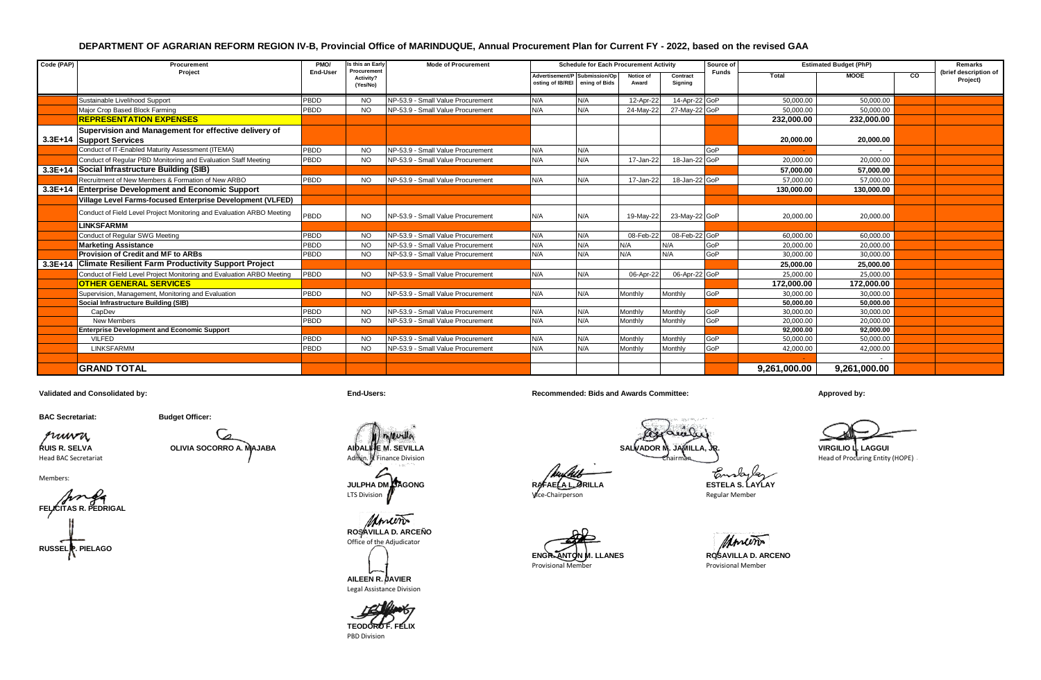# DEPARTMENT OF AGRARIAN REFORM REGION IV-B, Provincial Office of MARINDUQUE, Annual Procurement Plan for Current FY - 2022, based on the revised GAA

| Code (PAP) | Procurement Project | PMO/ End-User | Is this an Early Procurement Activity? (Yes/No) | Mode of Procurement | Schedule for Each Procurement Activity | | | | Source of Funds | Estimated Budget (PhP) | | | Remarks (brief description of Project) |
|---|---|---|---|---|---|---|---|---|---|---|---|---|---|
| | | | | | Advertisement/Posting of IB/REI | Submission/Opening of Bids | Notice of Award | Contract Signing | | Total | MOOE | CO | |
| | Sustainable Livelihood Support | PBDD | NO | NP-53.9 - Small Value Procurement | N/A | N/A | 12-Apr-22 | 14-Apr-22 | GoP | 50,000.00 | 50,000.00 | | |
| | Major Crop Based Block Farming | PBDD | NO | NP-53.9 - Small Value Procurement | N/A | N/A | 24-May-22 | 27-May-22 | GoP | 50,000.00 | 50,000.00 | | |
| | **REPRESENTATION EXPENSES** | | | | | | | | | **232,000.00** | **232,000.00** | | |
| 3.3E+14 | **Supervision and Management for effective delivery of Support Services** | | | | | | | | | **20,000.00** | **20,000.00** | | |
| | Conduct of IT-Enabled Maturity Assessment (ITEMA) | PBDD | NO | NP-53.9 - Small Value Procurement | N/A | N/A | | | GoP | - | - | | |
| | Conduct of Regular PBD Monitoring and Evaluation Staff Meeting | PBDD | NO | NP-53.9 - Small Value Procurement | N/A | N/A | 17-Jan-22 | 18-Jan-22 | GoP | 20,000.00 | 20,000.00 | | |
| 3.3E+14 | **Social Infrastructure Building (SIB)** | | | | | | | | | **57,000.00** | **57,000.00** | | |
| | Recruitment of New Members & Formation of New ARBO | PBDD | NO | NP-53.9 - Small Value Procurement | N/A | N/A | 17-Jan-22 | 18-Jan-22 | GoP | 57,000.00 | 57,000.00 | | |
| 3.3E+14 | **Enterprise Development and Economic Support** | | | | | | | | | **130,000.00** | **130,000.00** | | |
| | **Village Level Farms-focused Enterprise Development (VLFED)** | | | | | | | | | | | | |
| | Conduct of Field Level Project Monitoring and Evaluation ARBO Meeting | PBDD | NO | NP-53.9 - Small Value Procurement | N/A | N/A | 19-May-22 | 23-May-22 | GoP | 20,000.00 | 20,000.00 | | |
| | **LINKSFARMM** | | | | | | | | | | | | |
| | Conduct of Regular SWG Meeting | PBDD | NO | NP-53.9 - Small Value Procurement | N/A | N/A | 08-Feb-22 | 08-Feb-22 | GoP | 60,000.00 | 60,000.00 | | |
| | **Marketing Assistance** | PBDD | NO | NP-53.9 - Small Value Procurement | N/A | N/A | N/A | N/A | GoP | 20,000.00 | 20,000.00 | | |
| | **Provision of Credit and MF to ARBs** | PBDD | NO | NP-53.9 - Small Value Procurement | N/A | N/A | N/A | N/A | GoP | 30,000.00 | 30,000.00 | | |
| 3.3E+14 | **Climate Resilient Farm Productivity Support Project** | | | | | | | | | **25,000.00** | **25,000.00** | | |
| | Conduct of Field Level Project Monitoring and Evaluation ARBO Meeting | PBDD | NO | NP-53.9 - Small Value Procurement | N/A | N/A | 06-Apr-22 | 06-Apr-22 | GoP | 25,000.00 | 25,000.00 | | |
| | **OTHER GENERAL SERVICES** | | | | | | | | | **172,000.00** | **172,000.00** | | |
| | Supervision, Management, Monitoring and Evaluation | PBDD | NO | NP-53.9 - Small Value Procurement | N/A | N/A | Monthly | Monthly | GoP | 30,000.00 | 30,000.00 | | |
| | **Social Infrastructure Building (SIB)** | | | | | | | | | **50,000.00** | **50,000.00** | | |
| | CapDev | PBDD | NO | NP-53.9 - Small Value Procurement | N/A | N/A | Monthly | Monthly | GoP | 30,000.00 | 30,000.00 | | |
| | New Members | PBDD | NO | NP-53.9 - Small Value Procurement | N/A | N/A | Monthly | Monthly | GoP | 20,000.00 | 20,000.00 | | |
| | **Enterprise Development and Economic Support** | | | | | | | | | **92,000.00** | **92,000.00** | | |
| | VILFED | PBDD | NO | NP-53.9 - Small Value Procurement | N/A | N/A | Monthly | Monthly | GoP | 50,000.00 | 50,000.00 | | |
| | LINKSFARMM | PBDD | NO | NP-53.9 - Small Value Procurement | N/A | N/A | Monthly | Monthly | GoP | 42,000.00 | 42,000.00 | | |
| | | | | | | | | | | - | - | | |
| | **GRAND TOTAL** | | | | | | | | | **9,261,000.00** | **9,261,000.00** | | |

**Validated and Consolidated by:**

**BAC Secretariat:**

**RUIS R. SELVA**
Head BAC Secretariat

Members:

**FELICITAS R. PEDRIGAL**

**RUSSEL P. PIELAGO**

**Budget Officer:**

**OLIVIA SOCORRO A. MAJABA**

**End-Users:**

**AIDALIE M. SEVILLA**
Admin. & Finance Division

**JULPHA DM. DAGONG**
LTS Division

**ROSAVILLA D. ARCEÑO**
Office of the Adjudicator

**AILEEN R. JAVIER**
Legal Assistance Division

**TEODORO F. FELIX**
PBD Division

**Recommended: Bids and Awards Committee:**

**SALVADOR M. JAMILLA, JR.**
Chairman

**RAFAELA L. ORILLA**
Vice-Chairperson

**ESTELA S. LAYLAY**
Regular Member

**ENGR. ANTON M. LLANES**
Provisional Member

**ROSAVILLA D. ARCENO**
Provisional Member

**Approved by:**

**VIRGILIO L. LAGGUI**
Head of Procuring Entity (HOPE)